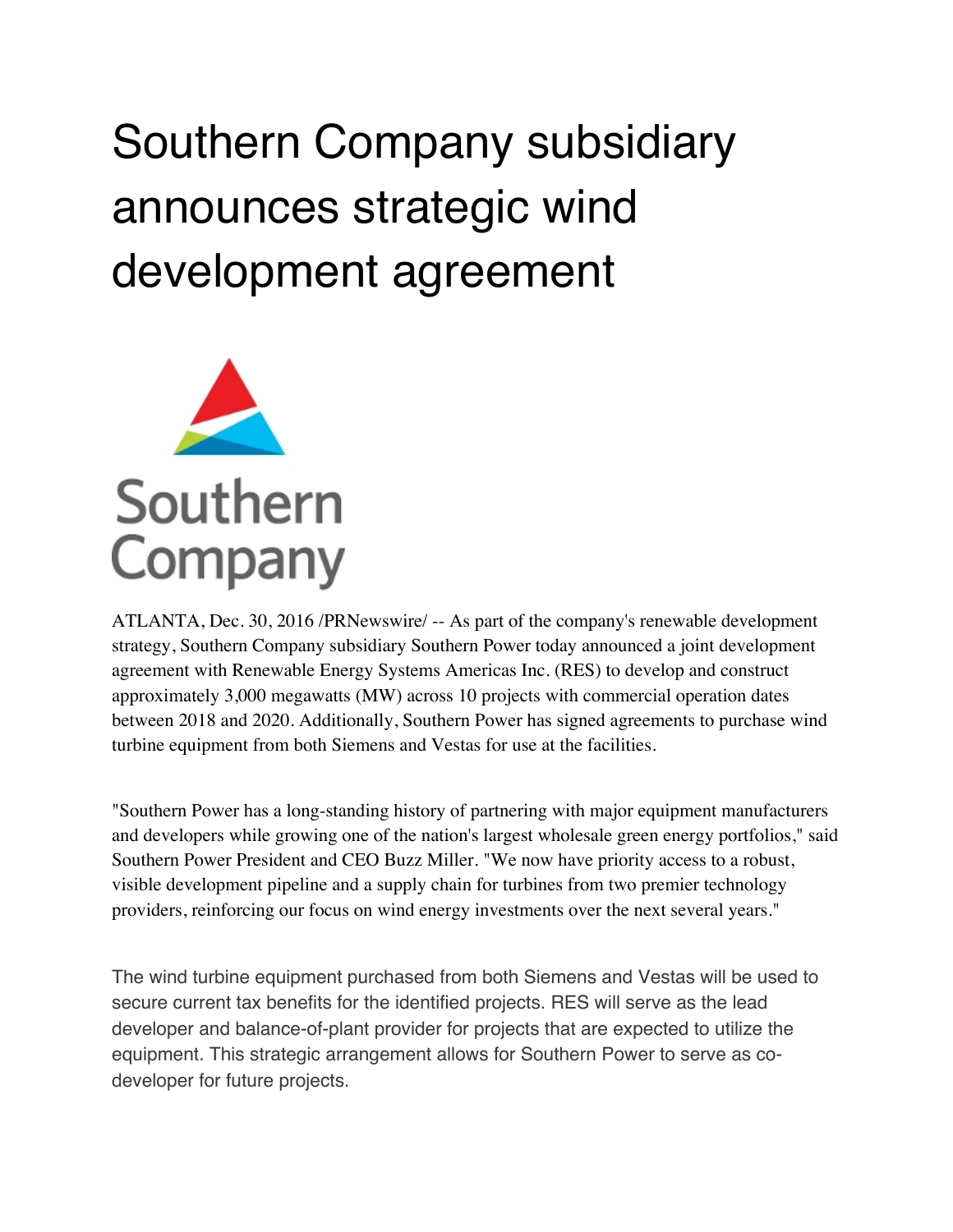# Southern Company subsidiary announces strategic wind development agreement

ATLANTA, Dec. 30, 2016 /PRNewswire/ -- As part of the company's renewable development strategy, Southern Company subsidiary Southern Power today announced a joint development agreement with Renewable Energy Systems Americas Inc. (RES) to develop and construct approximately 3,000 megawatts (MW) across 10 projects with commercial operation dates between 2018 and 2020. Additionally, Southern Power has signed agreements to purchase wind turbine equipment from both Siemens and Vestas for use at the facilities.

"Southern Power has a long-standing history of partnering with major equipment manufacturers and developers while growing one of the nation's largest wholesale green energy portfolios," said Southern Power President and CEO Buzz Miller. "We now have priority access to a robust, visible development pipeline and a supply chain for turbines from two premier technology providers, reinforcing our focus on wind energy investments over the next several years."

The wind turbine equipment purchased from both Siemens and Vestas will be used to secure current tax benefits for the identified projects. RES will serve as the lead developer and balance-of-plant provider for projects that are expected to utilize the equipment. This strategic arrangement allows for Southern Power to serve as co-developer for future projects.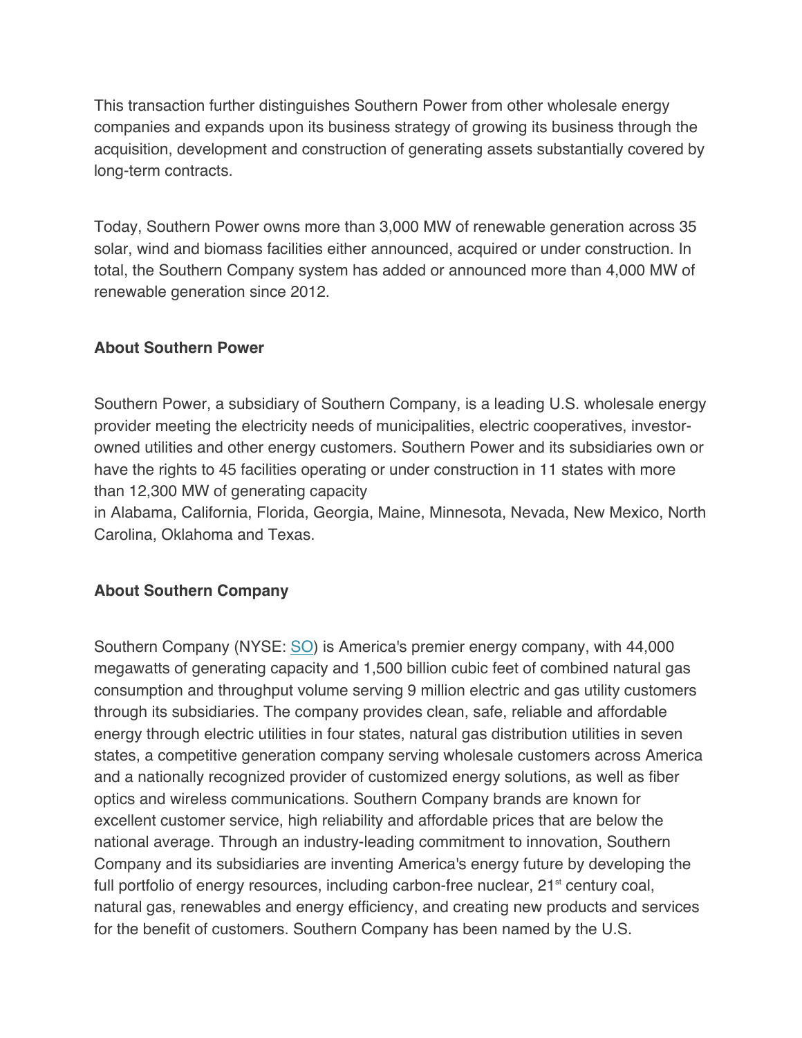This transaction further distinguishes Southern Power from other wholesale energy companies and expands upon its business strategy of growing its business through the acquisition, development and construction of generating assets substantially covered by long-term contracts.

Today, Southern Power owns more than 3,000 MW of renewable generation across 35 solar, wind and biomass facilities either announced, acquired or under construction. In total, the Southern Company system has added or announced more than 4,000 MW of renewable generation since 2012.

**About Southern Power**

Southern Power, a subsidiary of Southern Company, is a leading U.S. wholesale energy provider meeting the electricity needs of municipalities, electric cooperatives, investor-owned utilities and other energy customers. Southern Power and its subsidiaries own or have the rights to 45 facilities operating or under construction in 11 states with more than 12,300 MW of generating capacity
in Alabama, California, Florida, Georgia, Maine, Minnesota, Nevada, New Mexico, North Carolina, Oklahoma and Texas.

**About Southern Company**

Southern Company (NYSE: SO) is America's premier energy company, with 44,000 megawatts of generating capacity and 1,500 billion cubic feet of combined natural gas consumption and throughput volume serving 9 million electric and gas utility customers through its subsidiaries. The company provides clean, safe, reliable and affordable energy through electric utilities in four states, natural gas distribution utilities in seven states, a competitive generation company serving wholesale customers across America and a nationally recognized provider of customized energy solutions, as well as fiber optics and wireless communications. Southern Company brands are known for excellent customer service, high reliability and affordable prices that are below the national average. Through an industry-leading commitment to innovation, Southern Company and its subsidiaries are inventing America's energy future by developing the full portfolio of energy resources, including carbon-free nuclear, 21st century coal, natural gas, renewables and energy efficiency, and creating new products and services for the benefit of customers. Southern Company has been named by the U.S.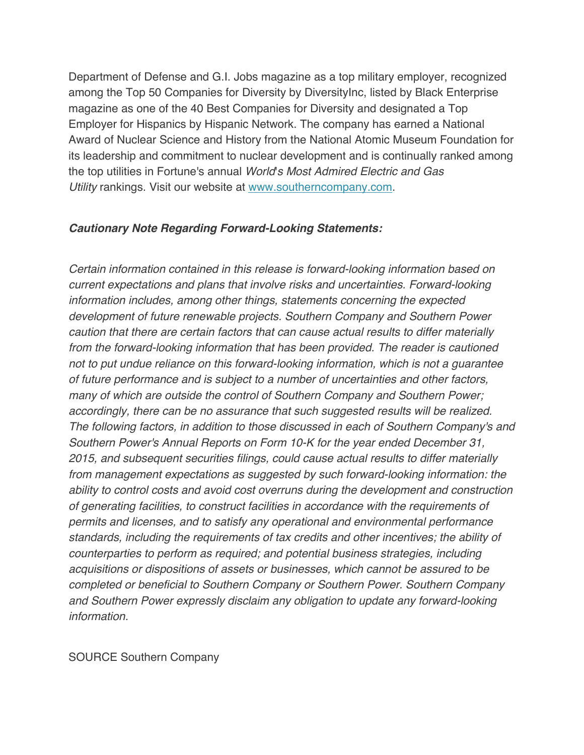Department of Defense and G.I. Jobs magazine as a top military employer, recognized among the Top 50 Companies for Diversity by DiversityInc, listed by Black Enterprise magazine as one of the 40 Best Companies for Diversity and designated a Top Employer for Hispanics by Hispanic Network. The company has earned a National Award of Nuclear Science and History from the National Atomic Museum Foundation for its leadership and commitment to nuclear development and is continually ranked among the top utilities in Fortune's annual *World's Most Admired Electric and Gas Utility* rankings. Visit our website at [www.southerncompany.com](www.southerncompany.com).

***Cautionary Note Regarding Forward-Looking Statements:***

*Certain information contained in this release is forward-looking information based on current expectations and plans that involve risks and uncertainties. Forward-looking information includes, among other things, statements concerning the expected development of future renewable projects. Southern Company and Southern Power caution that there are certain factors that can cause actual results to differ materially from the forward-looking information that has been provided. The reader is cautioned not to put undue reliance on this forward-looking information, which is not a guarantee of future performance and is subject to a number of uncertainties and other factors, many of which are outside the control of Southern Company and Southern Power; accordingly, there can be no assurance that such suggested results will be realized. The following factors, in addition to those discussed in each of Southern Company's and Southern Power's Annual Reports on Form 10-K for the year ended December 31, 2015, and subsequent securities filings, could cause actual results to differ materially from management expectations as suggested by such forward-looking information: the ability to control costs and avoid cost overruns during the development and construction of generating facilities, to construct facilities in accordance with the requirements of permits and licenses, and to satisfy any operational and environmental performance standards, including the requirements of tax credits and other incentives; the ability of counterparties to perform as required; and potential business strategies, including acquisitions or dispositions of assets or businesses, which cannot be assured to be completed or beneficial to Southern Company or Southern Power. Southern Company and Southern Power expressly disclaim any obligation to update any forward-looking information.*

SOURCE Southern Company